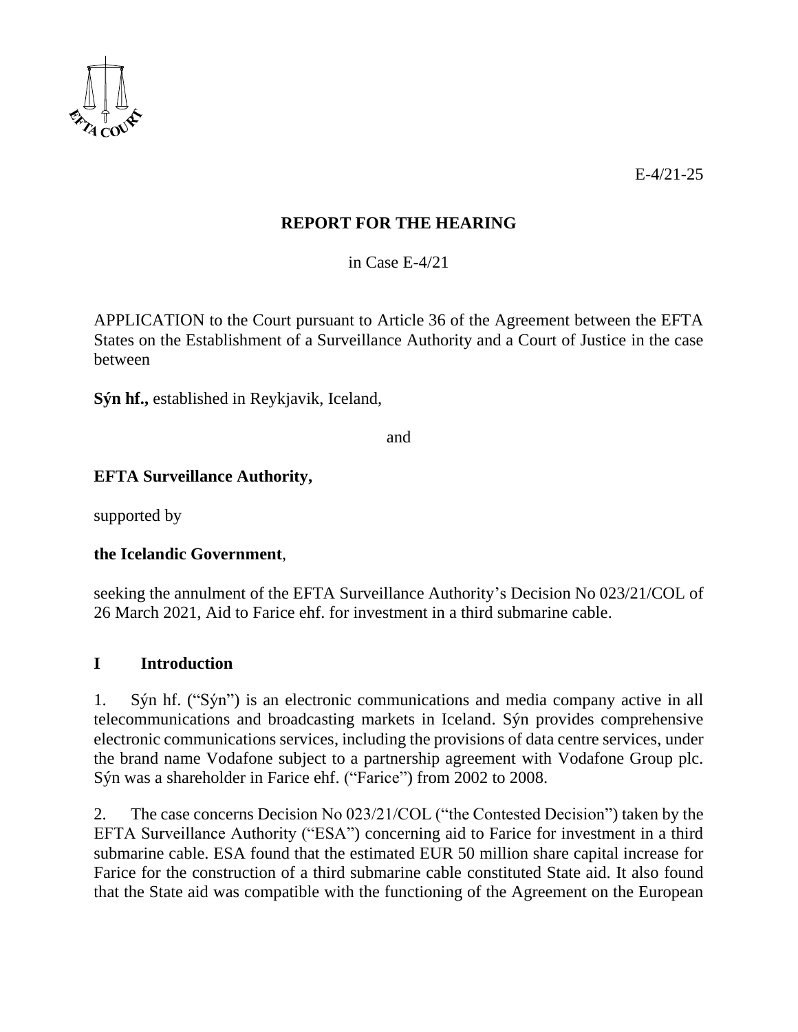E-4/21-25

**REPORT FOR THE HEARING**

in Case E-4/21

APPLICATION to the Court pursuant to Article 36 of the Agreement between the EFTA States on the Establishment of a Surveillance Authority and a Court of Justice in the case between

**Sýn hf.,** established in Reykjavik, Iceland,

and

**EFTA Surveillance Authority,**

supported by

**the Icelandic Government**,

seeking the annulment of the EFTA Surveillance Authority's Decision No 023/21/COL of 26 March 2021, Aid to Farice ehf. for investment in a third submarine cable.

## I Introduction

1. Sýn hf. ("Sýn") is an electronic communications and media company active in all telecommunications and broadcasting markets in Iceland. Sýn provides comprehensive electronic communications services, including the provisions of data centre services, under the brand name Vodafone subject to a partnership agreement with Vodafone Group plc. Sýn was a shareholder in Farice ehf. ("Farice") from 2002 to 2008.

2. The case concerns Decision No 023/21/COL ("the Contested Decision") taken by the EFTA Surveillance Authority ("ESA") concerning aid to Farice for investment in a third submarine cable. ESA found that the estimated EUR 50 million share capital increase for Farice for the construction of a third submarine cable constituted State aid. It also found that the State aid was compatible with the functioning of the Agreement on the European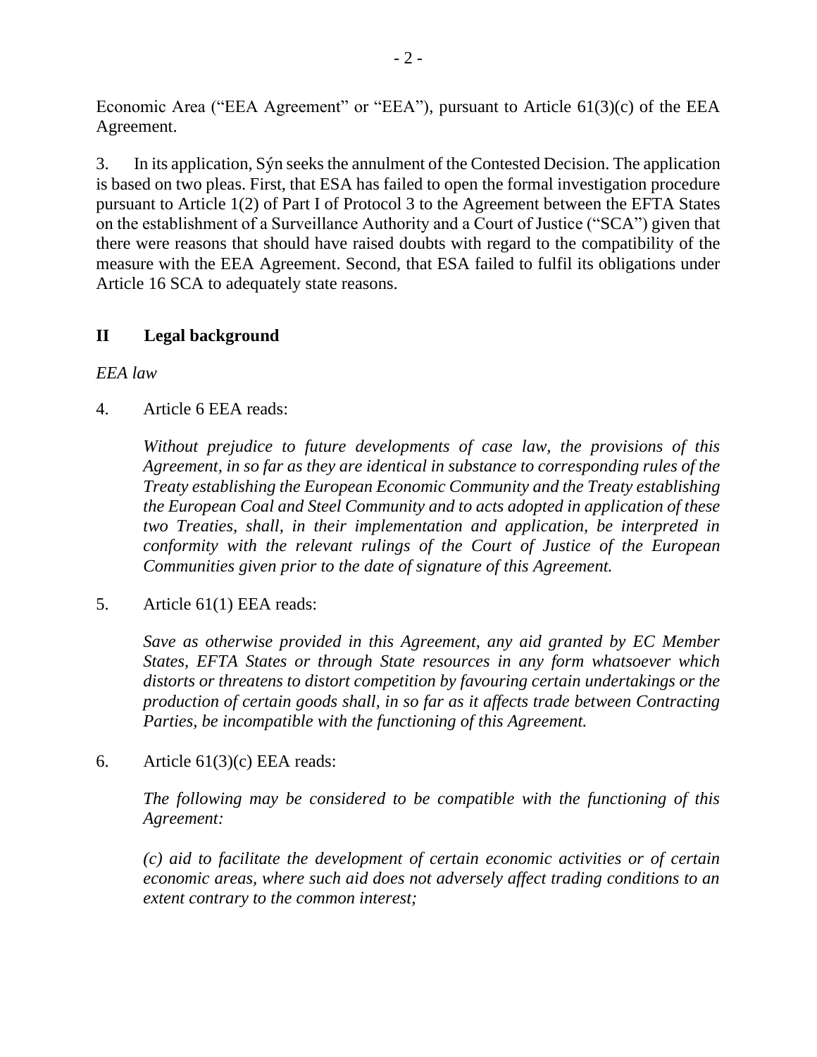Economic Area ("EEA Agreement" or "EEA"), pursuant to Article 61(3)(c) of the EEA Agreement.

3. In its application, Sýn seeks the annulment of the Contested Decision. The application is based on two pleas. First, that ESA has failed to open the formal investigation procedure pursuant to Article 1(2) of Part I of Protocol 3 to the Agreement between the EFTA States on the establishment of a Surveillance Authority and a Court of Justice ("SCA") given that there were reasons that should have raised doubts with regard to the compatibility of the measure with the EEA Agreement. Second, that ESA failed to fulfil its obligations under Article 16 SCA to adequately state reasons.

## II Legal background

*EEA law*

4. Article 6 EEA reads:

> *Without prejudice to future developments of case law, the provisions of this Agreement, in so far as they are identical in substance to corresponding rules of the Treaty establishing the European Economic Community and the Treaty establishing the European Coal and Steel Community and to acts adopted in application of these two Treaties, shall, in their implementation and application, be interpreted in conformity with the relevant rulings of the Court of Justice of the European Communities given prior to the date of signature of this Agreement.*

5. Article 61(1) EEA reads:

> *Save as otherwise provided in this Agreement, any aid granted by EC Member States, EFTA States or through State resources in any form whatsoever which distorts or threatens to distort competition by favouring certain undertakings or the production of certain goods shall, in so far as it affects trade between Contracting Parties, be incompatible with the functioning of this Agreement.*

6. Article 61(3)(c) EEA reads:

> *The following may be considered to be compatible with the functioning of this Agreement:*
>
> *(c) aid to facilitate the development of certain economic activities or of certain economic areas, where such aid does not adversely affect trading conditions to an extent contrary to the common interest;*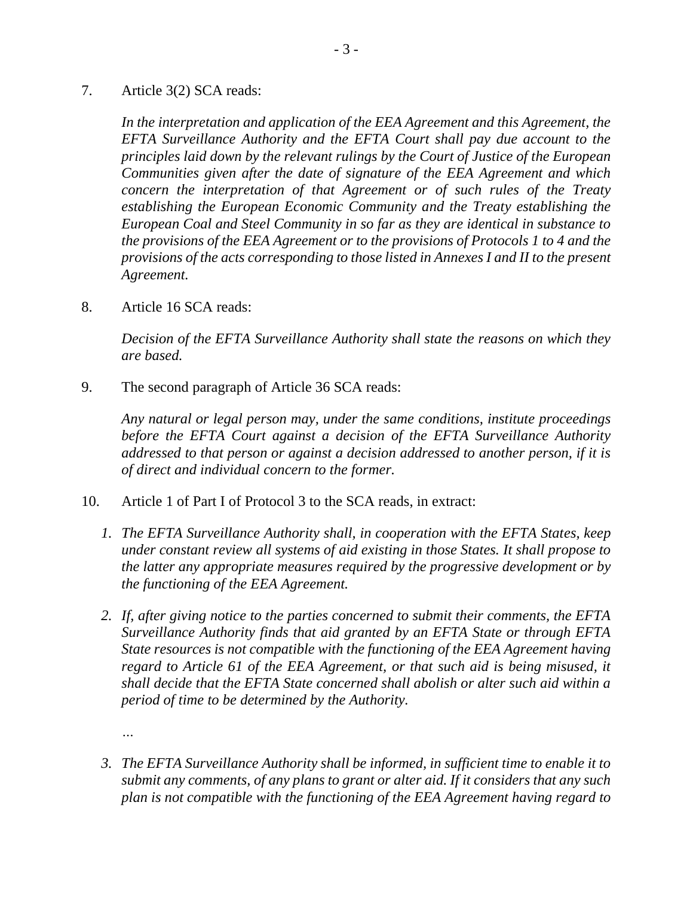7. Article 3(2) SCA reads:

   *In the interpretation and application of the EEA Agreement and this Agreement, the EFTA Surveillance Authority and the EFTA Court shall pay due account to the principles laid down by the relevant rulings by the Court of Justice of the European Communities given after the date of signature of the EEA Agreement and which concern the interpretation of that Agreement or of such rules of the Treaty establishing the European Economic Community and the Treaty establishing the European Coal and Steel Community in so far as they are identical in substance to the provisions of the EEA Agreement or to the provisions of Protocols 1 to 4 and the provisions of the acts corresponding to those listed in Annexes I and II to the present Agreement.*

8. Article 16 SCA reads:

   *Decision of the EFTA Surveillance Authority shall state the reasons on which they are based.*

9. The second paragraph of Article 36 SCA reads:

   *Any natural or legal person may, under the same conditions, institute proceedings before the EFTA Court against a decision of the EFTA Surveillance Authority addressed to that person or against a decision addressed to another person, if it is of direct and individual concern to the former.*

10. Article 1 of Part I of Protocol 3 to the SCA reads, in extract:

    1. *The EFTA Surveillance Authority shall, in cooperation with the EFTA States, keep under constant review all systems of aid existing in those States. It shall propose to the latter any appropriate measures required by the progressive development or by the functioning of the EEA Agreement.*

    2. *If, after giving notice to the parties concerned to submit their comments, the EFTA Surveillance Authority finds that aid granted by an EFTA State or through EFTA State resources is not compatible with the functioning of the EEA Agreement having regard to Article 61 of the EEA Agreement, or that such aid is being misused, it shall decide that the EFTA State concerned shall abolish or alter such aid within a period of time to be determined by the Authority.*

       *…*

    3. *The EFTA Surveillance Authority shall be informed, in sufficient time to enable it to submit any comments, of any plans to grant or alter aid. If it considers that any such plan is not compatible with the functioning of the EEA Agreement having regard to*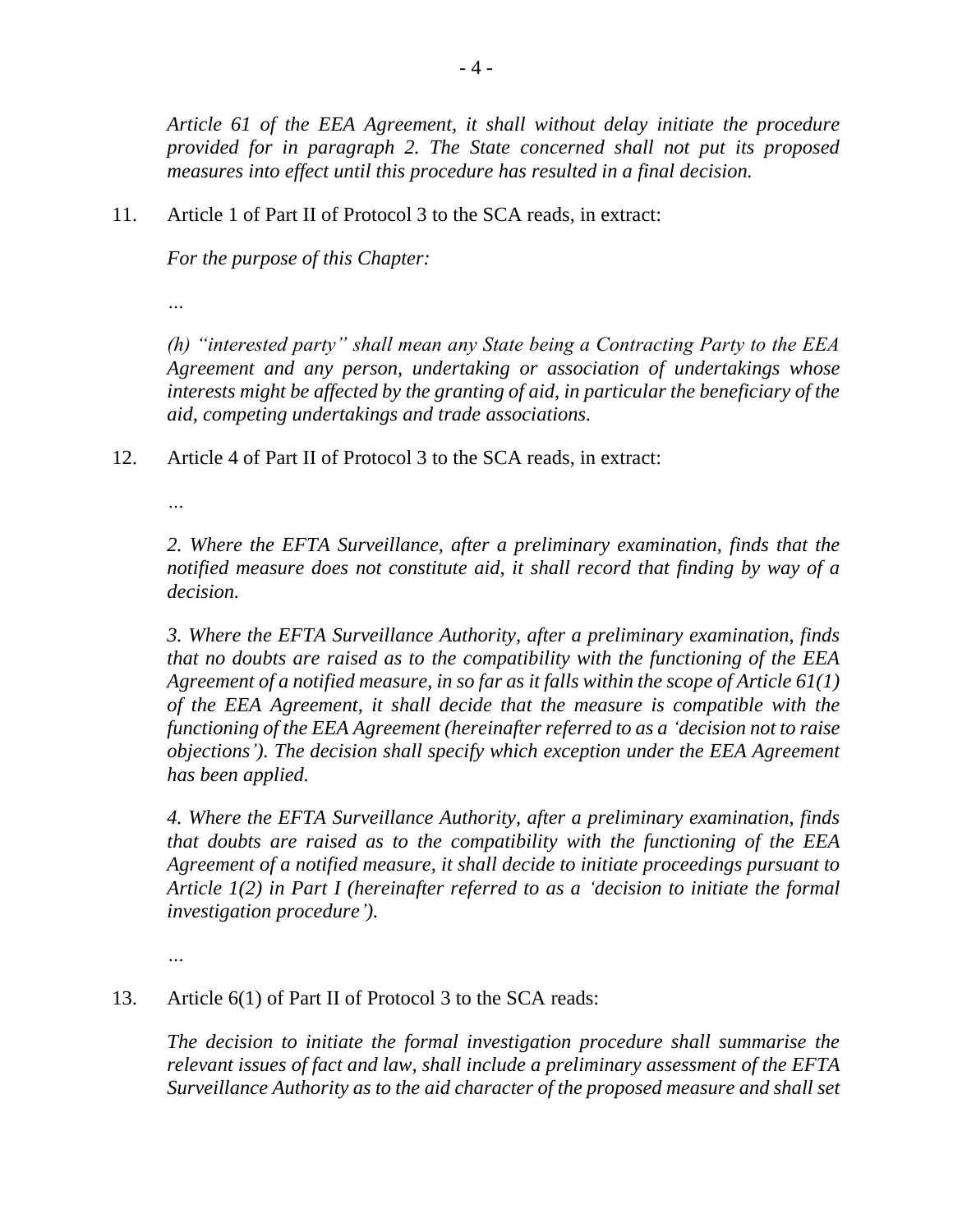*Article 61 of the EEA Agreement, it shall without delay initiate the procedure provided for in paragraph 2. The State concerned shall not put its proposed measures into effect until this procedure has resulted in a final decision.*

11. Article 1 of Part II of Protocol 3 to the SCA reads, in extract:

*For the purpose of this Chapter:*

*…*

*(h) "interested party" shall mean any State being a Contracting Party to the EEA Agreement and any person, undertaking or association of undertakings whose interests might be affected by the granting of aid, in particular the beneficiary of the aid, competing undertakings and trade associations.*

12. Article 4 of Part II of Protocol 3 to the SCA reads, in extract:

*…*

*2. Where the EFTA Surveillance, after a preliminary examination, finds that the notified measure does not constitute aid, it shall record that finding by way of a decision.*

*3. Where the EFTA Surveillance Authority, after a preliminary examination, finds that no doubts are raised as to the compatibility with the functioning of the EEA Agreement of a notified measure, in so far as it falls within the scope of Article 61(1) of the EEA Agreement, it shall decide that the measure is compatible with the functioning of the EEA Agreement (hereinafter referred to as a 'decision not to raise objections'). The decision shall specify which exception under the EEA Agreement has been applied.*

*4. Where the EFTA Surveillance Authority, after a preliminary examination, finds that doubts are raised as to the compatibility with the functioning of the EEA Agreement of a notified measure, it shall decide to initiate proceedings pursuant to Article 1(2) in Part I (hereinafter referred to as a 'decision to initiate the formal investigation procedure').*

*…*

13. Article 6(1) of Part II of Protocol 3 to the SCA reads:

*The decision to initiate the formal investigation procedure shall summarise the relevant issues of fact and law, shall include a preliminary assessment of the EFTA Surveillance Authority as to the aid character of the proposed measure and shall set*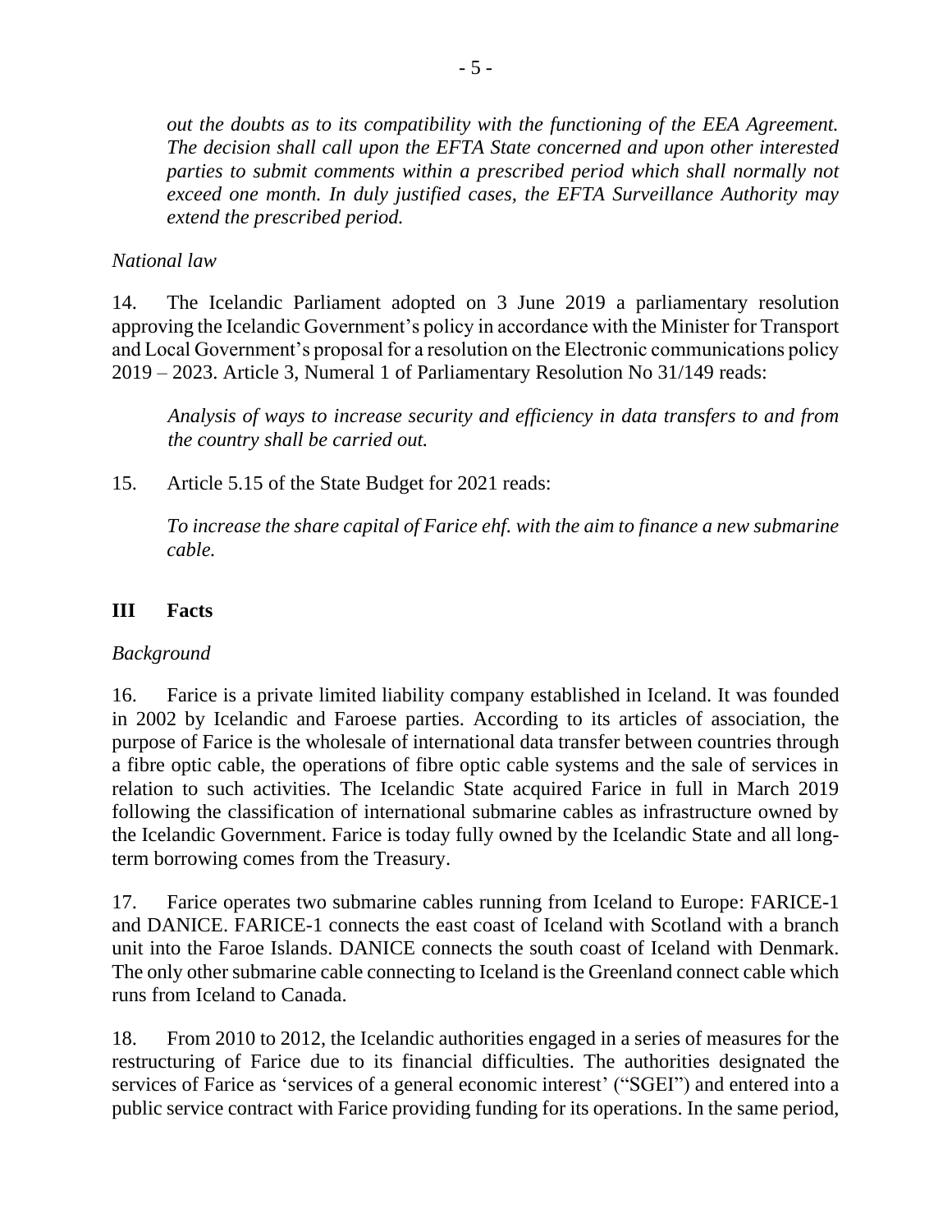*out the doubts as to its compatibility with the functioning of the EEA Agreement. The decision shall call upon the EFTA State concerned and upon other interested parties to submit comments within a prescribed period which shall normally not exceed one month. In duly justified cases, the EFTA Surveillance Authority may extend the prescribed period.*

*National law*

14. The Icelandic Parliament adopted on 3 June 2019 a parliamentary resolution approving the Icelandic Government's policy in accordance with the Minister for Transport and Local Government's proposal for a resolution on the Electronic communications policy 2019 – 2023. Article 3, Numeral 1 of Parliamentary Resolution No 31/149 reads:

> *Analysis of ways to increase security and efficiency in data transfers to and from the country shall be carried out.*

15. Article 5.15 of the State Budget for 2021 reads:

> *To increase the share capital of Farice ehf. with the aim to finance a new submarine cable.*

## III Facts

*Background*

16. Farice is a private limited liability company established in Iceland. It was founded in 2002 by Icelandic and Faroese parties. According to its articles of association, the purpose of Farice is the wholesale of international data transfer between countries through a fibre optic cable, the operations of fibre optic cable systems and the sale of services in relation to such activities. The Icelandic State acquired Farice in full in March 2019 following the classification of international submarine cables as infrastructure owned by the Icelandic Government. Farice is today fully owned by the Icelandic State and all long-term borrowing comes from the Treasury.

17. Farice operates two submarine cables running from Iceland to Europe: FARICE-1 and DANICE. FARICE-1 connects the east coast of Iceland with Scotland with a branch unit into the Faroe Islands. DANICE connects the south coast of Iceland with Denmark. The only other submarine cable connecting to Iceland is the Greenland connect cable which runs from Iceland to Canada.

18. From 2010 to 2012, the Icelandic authorities engaged in a series of measures for the restructuring of Farice due to its financial difficulties. The authorities designated the services of Farice as 'services of a general economic interest' ("SGEI") and entered into a public service contract with Farice providing funding for its operations. In the same period,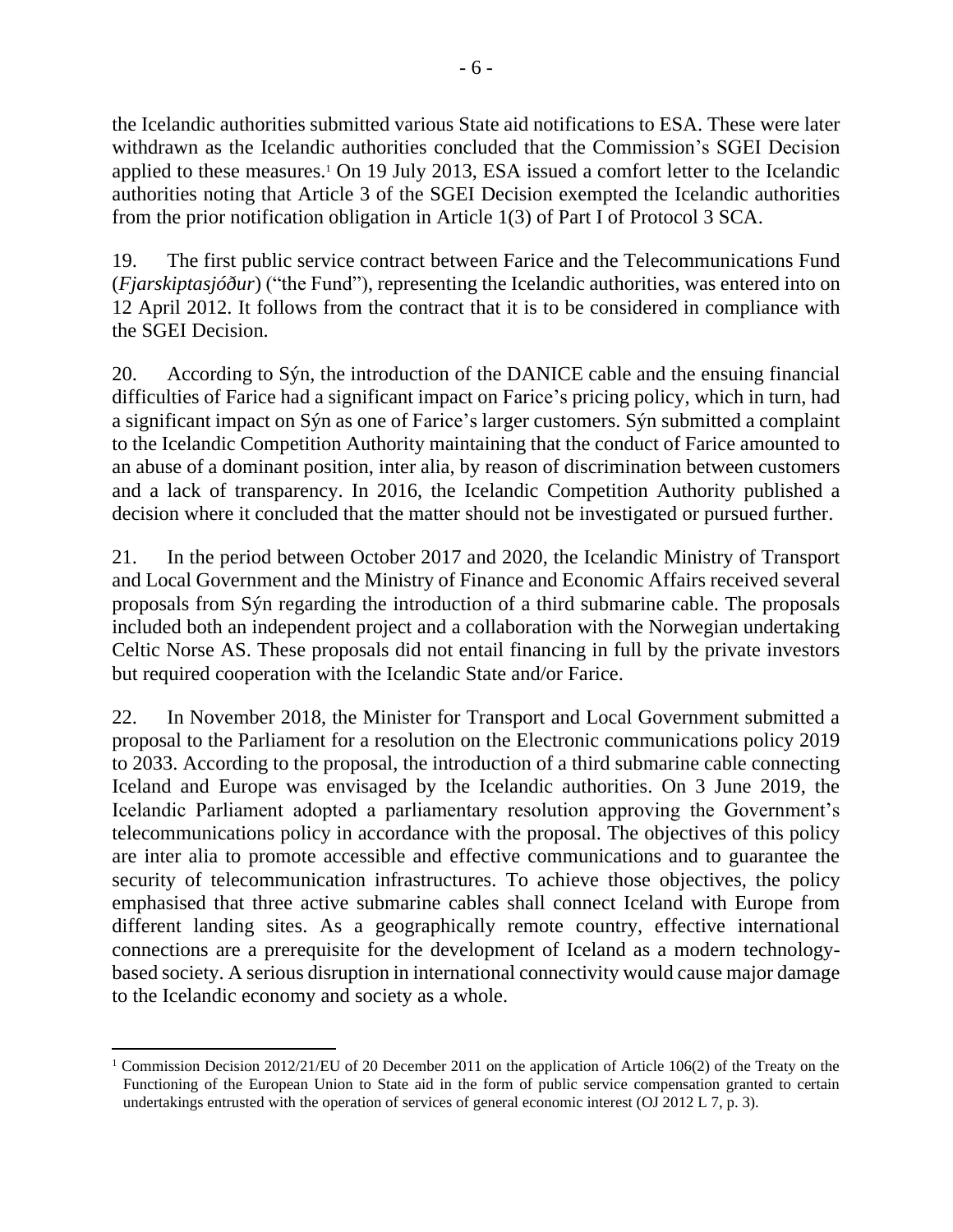the Icelandic authorities submitted various State aid notifications to ESA. These were later withdrawn as the Icelandic authorities concluded that the Commission's SGEI Decision applied to these measures.[1] On 19 July 2013, ESA issued a comfort letter to the Icelandic authorities noting that Article 3 of the SGEI Decision exempted the Icelandic authorities from the prior notification obligation in Article 1(3) of Part I of Protocol 3 SCA.

19. The first public service contract between Farice and the Telecommunications Fund (*Fjarskiptasjóður*) ("the Fund"), representing the Icelandic authorities, was entered into on 12 April 2012. It follows from the contract that it is to be considered in compliance with the SGEI Decision.

20. According to Sýn, the introduction of the DANICE cable and the ensuing financial difficulties of Farice had a significant impact on Farice's pricing policy, which in turn, had a significant impact on Sýn as one of Farice's larger customers. Sýn submitted a complaint to the Icelandic Competition Authority maintaining that the conduct of Farice amounted to an abuse of a dominant position, inter alia, by reason of discrimination between customers and a lack of transparency. In 2016, the Icelandic Competition Authority published a decision where it concluded that the matter should not be investigated or pursued further.

21. In the period between October 2017 and 2020, the Icelandic Ministry of Transport and Local Government and the Ministry of Finance and Economic Affairs received several proposals from Sýn regarding the introduction of a third submarine cable. The proposals included both an independent project and a collaboration with the Norwegian undertaking Celtic Norse AS. These proposals did not entail financing in full by the private investors but required cooperation with the Icelandic State and/or Farice.

22. In November 2018, the Minister for Transport and Local Government submitted a proposal to the Parliament for a resolution on the Electronic communications policy 2019 to 2033. According to the proposal, the introduction of a third submarine cable connecting Iceland and Europe was envisaged by the Icelandic authorities. On 3 June 2019, the Icelandic Parliament adopted a parliamentary resolution approving the Government's telecommunications policy in accordance with the proposal. The objectives of this policy are inter alia to promote accessible and effective communications and to guarantee the security of telecommunication infrastructures. To achieve those objectives, the policy emphasised that three active submarine cables shall connect Iceland with Europe from different landing sites. As a geographically remote country, effective international connections are a prerequisite for the development of Iceland as a modern technology-based society. A serious disruption in international connectivity would cause major damage to the Icelandic economy and society as a whole.

[1] Commission Decision 2012/21/EU of 20 December 2011 on the application of Article 106(2) of the Treaty on the Functioning of the European Union to State aid in the form of public service compensation granted to certain undertakings entrusted with the operation of services of general economic interest (OJ 2012 L 7, p. 3).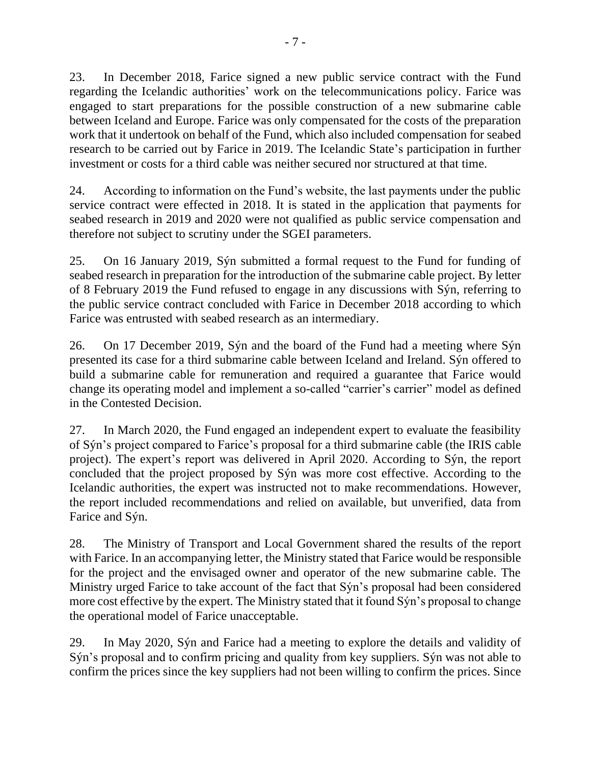23. In December 2018, Farice signed a new public service contract with the Fund regarding the Icelandic authorities' work on the telecommunications policy. Farice was engaged to start preparations for the possible construction of a new submarine cable between Iceland and Europe. Farice was only compensated for the costs of the preparation work that it undertook on behalf of the Fund, which also included compensation for seabed research to be carried out by Farice in 2019. The Icelandic State's participation in further investment or costs for a third cable was neither secured nor structured at that time.

24. According to information on the Fund's website, the last payments under the public service contract were effected in 2018. It is stated in the application that payments for seabed research in 2019 and 2020 were not qualified as public service compensation and therefore not subject to scrutiny under the SGEI parameters.

25. On 16 January 2019, Sýn submitted a formal request to the Fund for funding of seabed research in preparation for the introduction of the submarine cable project. By letter of 8 February 2019 the Fund refused to engage in any discussions with Sýn, referring to the public service contract concluded with Farice in December 2018 according to which Farice was entrusted with seabed research as an intermediary.

26. On 17 December 2019, Sýn and the board of the Fund had a meeting where Sýn presented its case for a third submarine cable between Iceland and Ireland. Sýn offered to build a submarine cable for remuneration and required a guarantee that Farice would change its operating model and implement a so-called "carrier's carrier" model as defined in the Contested Decision.

27. In March 2020, the Fund engaged an independent expert to evaluate the feasibility of Sýn's project compared to Farice's proposal for a third submarine cable (the IRIS cable project). The expert's report was delivered in April 2020. According to Sýn, the report concluded that the project proposed by Sýn was more cost effective. According to the Icelandic authorities, the expert was instructed not to make recommendations. However, the report included recommendations and relied on available, but unverified, data from Farice and Sýn.

28. The Ministry of Transport and Local Government shared the results of the report with Farice. In an accompanying letter, the Ministry stated that Farice would be responsible for the project and the envisaged owner and operator of the new submarine cable. The Ministry urged Farice to take account of the fact that Sýn's proposal had been considered more cost effective by the expert. The Ministry stated that it found Sýn's proposal to change the operational model of Farice unacceptable.

29. In May 2020, Sýn and Farice had a meeting to explore the details and validity of Sýn's proposal and to confirm pricing and quality from key suppliers. Sýn was not able to confirm the prices since the key suppliers had not been willing to confirm the prices. Since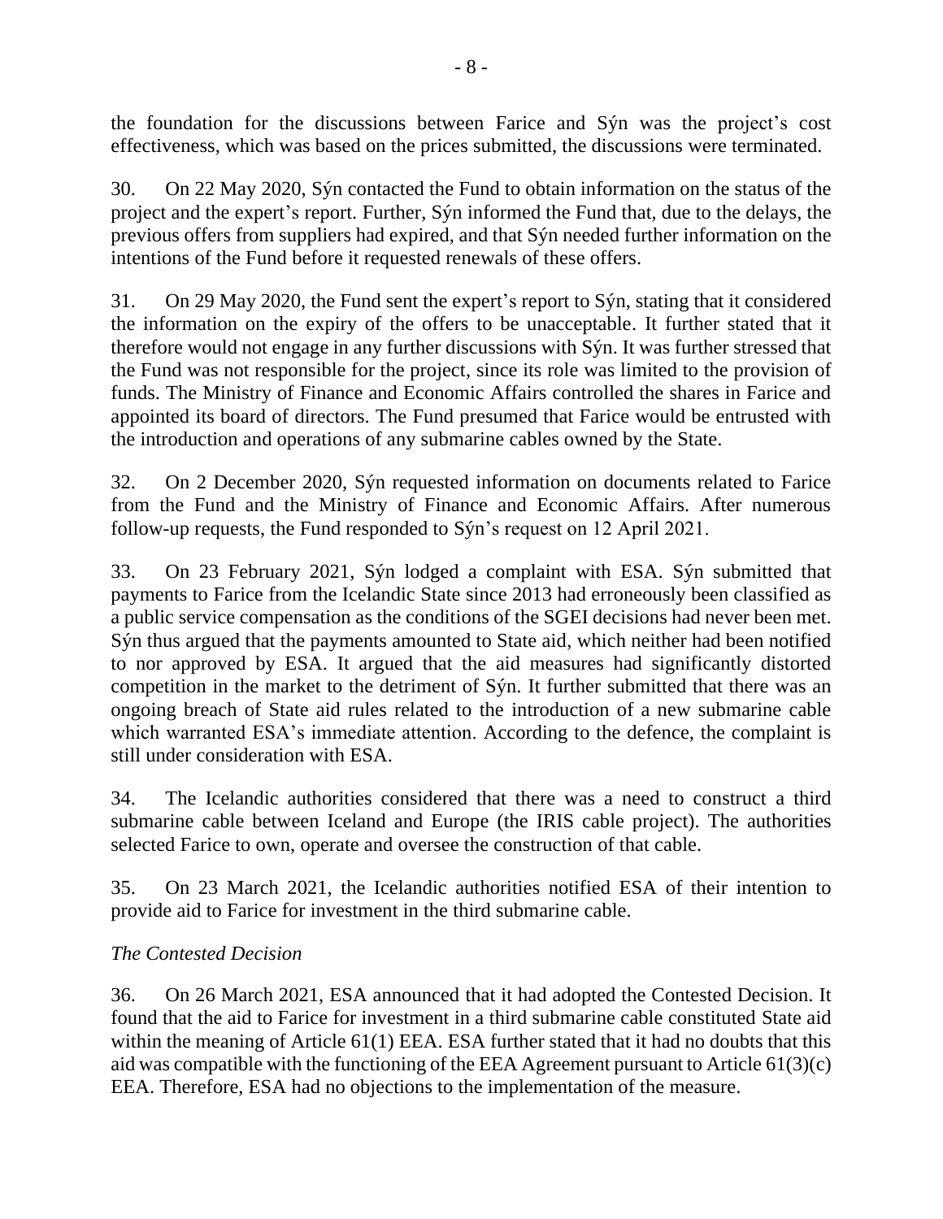the foundation for the discussions between Farice and Sýn was the project's cost effectiveness, which was based on the prices submitted, the discussions were terminated.

30. On 22 May 2020, Sýn contacted the Fund to obtain information on the status of the project and the expert's report. Further, Sýn informed the Fund that, due to the delays, the previous offers from suppliers had expired, and that Sýn needed further information on the intentions of the Fund before it requested renewals of these offers.

31. On 29 May 2020, the Fund sent the expert's report to Sýn, stating that it considered the information on the expiry of the offers to be unacceptable. It further stated that it therefore would not engage in any further discussions with Sýn. It was further stressed that the Fund was not responsible for the project, since its role was limited to the provision of funds. The Ministry of Finance and Economic Affairs controlled the shares in Farice and appointed its board of directors. The Fund presumed that Farice would be entrusted with the introduction and operations of any submarine cables owned by the State.

32. On 2 December 2020, Sýn requested information on documents related to Farice from the Fund and the Ministry of Finance and Economic Affairs. After numerous follow-up requests, the Fund responded to Sýn's request on 12 April 2021.

33. On 23 February 2021, Sýn lodged a complaint with ESA. Sýn submitted that payments to Farice from the Icelandic State since 2013 had erroneously been classified as a public service compensation as the conditions of the SGEI decisions had never been met. Sýn thus argued that the payments amounted to State aid, which neither had been notified to nor approved by ESA. It argued that the aid measures had significantly distorted competition in the market to the detriment of Sýn. It further submitted that there was an ongoing breach of State aid rules related to the introduction of a new submarine cable which warranted ESA's immediate attention. According to the defence, the complaint is still under consideration with ESA.

34. The Icelandic authorities considered that there was a need to construct a third submarine cable between Iceland and Europe (the IRIS cable project). The authorities selected Farice to own, operate and oversee the construction of that cable.

35. On 23 March 2021, the Icelandic authorities notified ESA of their intention to provide aid to Farice for investment in the third submarine cable.

*The Contested Decision*

36. On 26 March 2021, ESA announced that it had adopted the Contested Decision. It found that the aid to Farice for investment in a third submarine cable constituted State aid within the meaning of Article 61(1) EEA. ESA further stated that it had no doubts that this aid was compatible with the functioning of the EEA Agreement pursuant to Article 61(3)(c) EEA. Therefore, ESA had no objections to the implementation of the measure.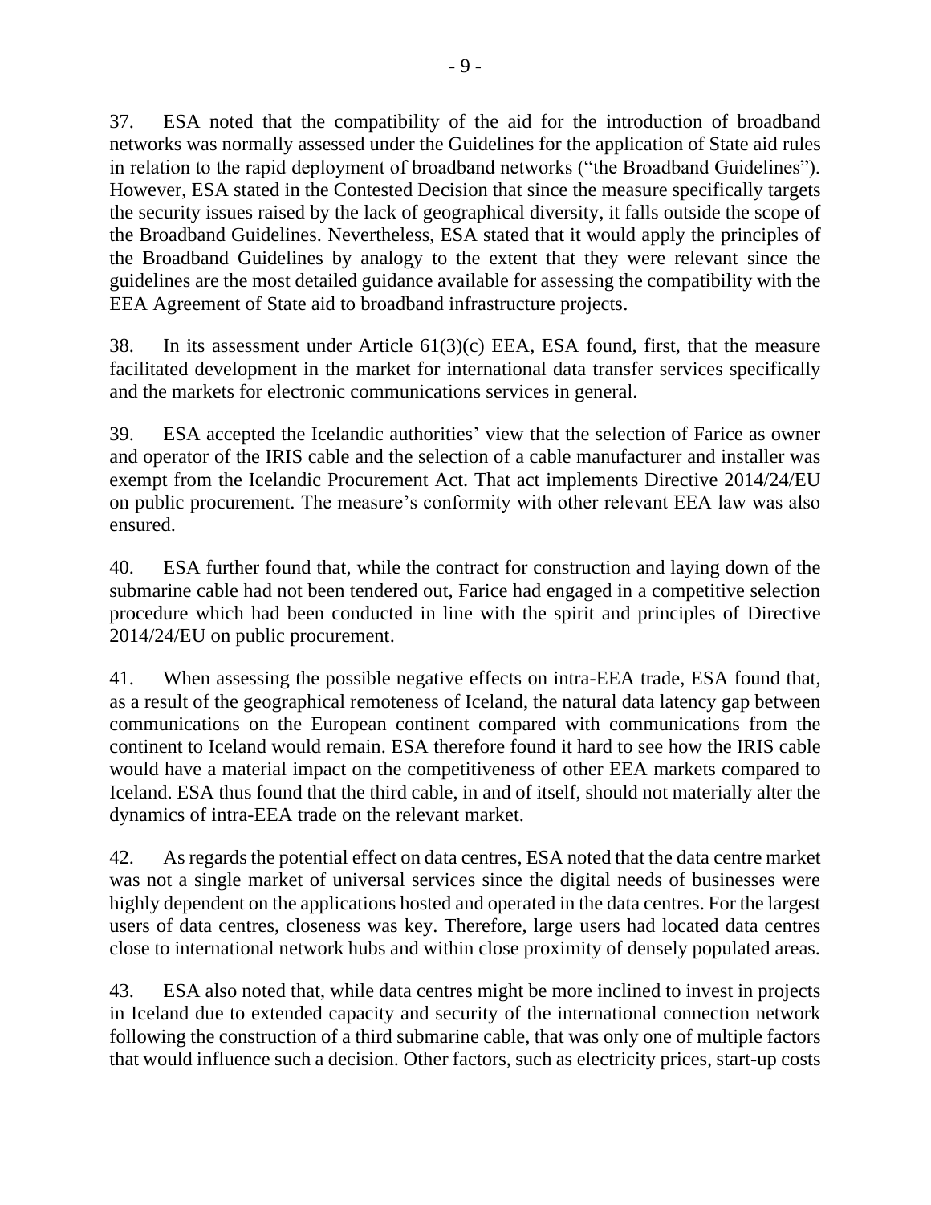37. ESA noted that the compatibility of the aid for the introduction of broadband networks was normally assessed under the Guidelines for the application of State aid rules in relation to the rapid deployment of broadband networks ("the Broadband Guidelines"). However, ESA stated in the Contested Decision that since the measure specifically targets the security issues raised by the lack of geographical diversity, it falls outside the scope of the Broadband Guidelines. Nevertheless, ESA stated that it would apply the principles of the Broadband Guidelines by analogy to the extent that they were relevant since the guidelines are the most detailed guidance available for assessing the compatibility with the EEA Agreement of State aid to broadband infrastructure projects.

38. In its assessment under Article 61(3)(c) EEA, ESA found, first, that the measure facilitated development in the market for international data transfer services specifically and the markets for electronic communications services in general.

39. ESA accepted the Icelandic authorities' view that the selection of Farice as owner and operator of the IRIS cable and the selection of a cable manufacturer and installer was exempt from the Icelandic Procurement Act. That act implements Directive 2014/24/EU on public procurement. The measure's conformity with other relevant EEA law was also ensured.

40. ESA further found that, while the contract for construction and laying down of the submarine cable had not been tendered out, Farice had engaged in a competitive selection procedure which had been conducted in line with the spirit and principles of Directive 2014/24/EU on public procurement.

41. When assessing the possible negative effects on intra-EEA trade, ESA found that, as a result of the geographical remoteness of Iceland, the natural data latency gap between communications on the European continent compared with communications from the continent to Iceland would remain. ESA therefore found it hard to see how the IRIS cable would have a material impact on the competitiveness of other EEA markets compared to Iceland. ESA thus found that the third cable, in and of itself, should not materially alter the dynamics of intra-EEA trade on the relevant market.

42. As regards the potential effect on data centres, ESA noted that the data centre market was not a single market of universal services since the digital needs of businesses were highly dependent on the applications hosted and operated in the data centres. For the largest users of data centres, closeness was key. Therefore, large users had located data centres close to international network hubs and within close proximity of densely populated areas.

43. ESA also noted that, while data centres might be more inclined to invest in projects in Iceland due to extended capacity and security of the international connection network following the construction of a third submarine cable, that was only one of multiple factors that would influence such a decision. Other factors, such as electricity prices, start-up costs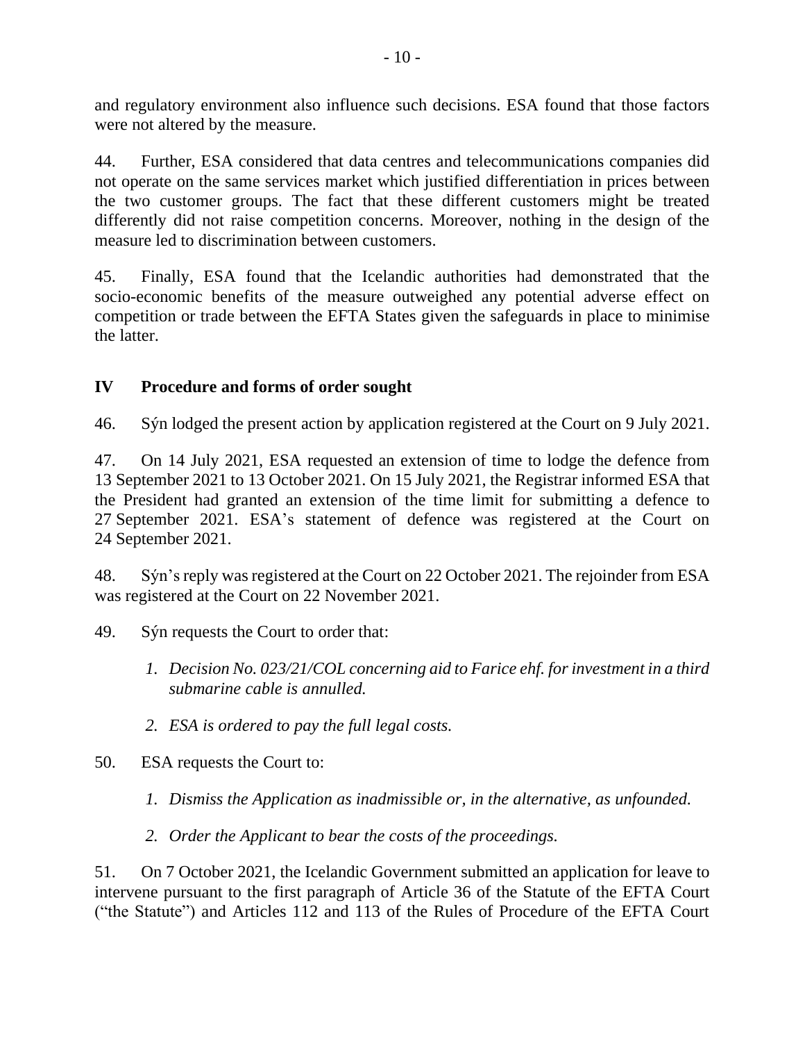and regulatory environment also influence such decisions. ESA found that those factors were not altered by the measure.

44. Further, ESA considered that data centres and telecommunications companies did not operate on the same services market which justified differentiation in prices between the two customer groups. The fact that these different customers might be treated differently did not raise competition concerns. Moreover, nothing in the design of the measure led to discrimination between customers.

45. Finally, ESA found that the Icelandic authorities had demonstrated that the socio-economic benefits of the measure outweighed any potential adverse effect on competition or trade between the EFTA States given the safeguards in place to minimise the latter.

## IV Procedure and forms of order sought

46. Sýn lodged the present action by application registered at the Court on 9 July 2021.

47. On 14 July 2021, ESA requested an extension of time to lodge the defence from 13 September 2021 to 13 October 2021. On 15 July 2021, the Registrar informed ESA that the President had granted an extension of the time limit for submitting a defence to 27 September 2021. ESA's statement of defence was registered at the Court on 24 September 2021.

48. Sýn's reply was registered at the Court on 22 October 2021. The rejoinder from ESA was registered at the Court on 22 November 2021.

49. Sýn requests the Court to order that:

1. *Decision No. 023/21/COL concerning aid to Farice ehf. for investment in a third submarine cable is annulled.*
2. *ESA is ordered to pay the full legal costs.*

50. ESA requests the Court to:

1. *Dismiss the Application as inadmissible or, in the alternative, as unfounded.*
2. *Order the Applicant to bear the costs of the proceedings.*

51. On 7 October 2021, the Icelandic Government submitted an application for leave to intervene pursuant to the first paragraph of Article 36 of the Statute of the EFTA Court ("the Statute") and Articles 112 and 113 of the Rules of Procedure of the EFTA Court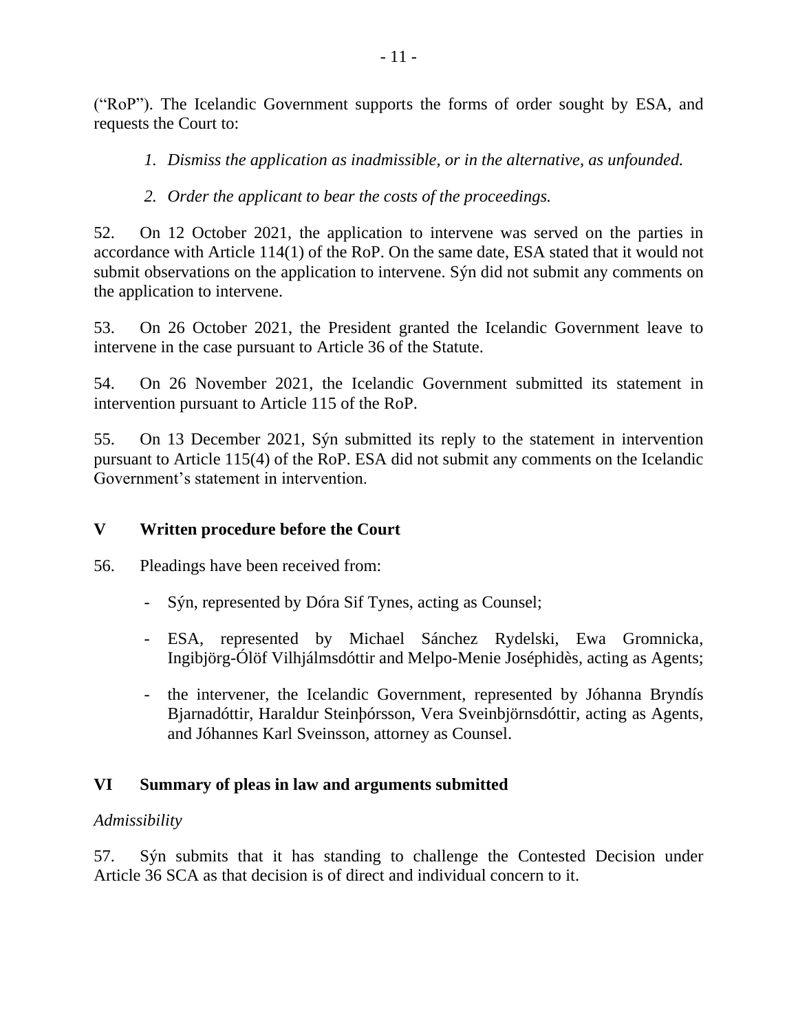("RoP"). The Icelandic Government supports the forms of order sought by ESA, and requests the Court to:

1. *Dismiss the application as inadmissible, or in the alternative, as unfounded.*

2. *Order the applicant to bear the costs of the proceedings.*

52. On 12 October 2021, the application to intervene was served on the parties in accordance with Article 114(1) of the RoP. On the same date, ESA stated that it would not submit observations on the application to intervene. Sýn did not submit any comments on the application to intervene.

53. On 26 October 2021, the President granted the Icelandic Government leave to intervene in the case pursuant to Article 36 of the Statute.

54. On 26 November 2021, the Icelandic Government submitted its statement in intervention pursuant to Article 115 of the RoP.

55. On 13 December 2021, Sýn submitted its reply to the statement in intervention pursuant to Article 115(4) of the RoP. ESA did not submit any comments on the Icelandic Government's statement in intervention.

## V Written procedure before the Court

56. Pleadings have been received from:

- Sýn, represented by Dóra Sif Tynes, acting as Counsel;
- ESA, represented by Michael Sánchez Rydelski, Ewa Gromnicka, Ingibjörg-Ólöf Vilhjálmsdóttir and Melpo-Menie Joséphidès, acting as Agents;
- the intervener, the Icelandic Government, represented by Jóhanna Bryndís Bjarnadóttir, Haraldur Steinþórsson, Vera Sveinbjörnsdóttir, acting as Agents, and Jóhannes Karl Sveinsson, attorney as Counsel.

## VI Summary of pleas in law and arguments submitted

*Admissibility*

57. Sýn submits that it has standing to challenge the Contested Decision under Article 36 SCA as that decision is of direct and individual concern to it.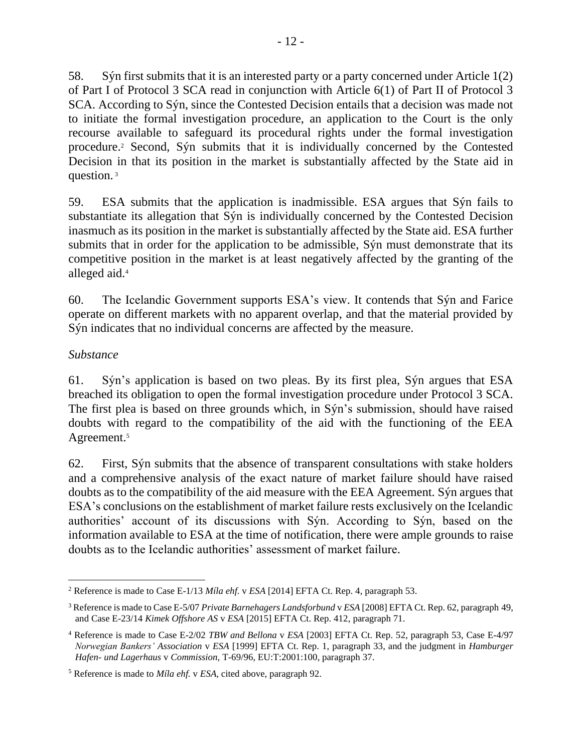58. Sýn first submits that it is an interested party or a party concerned under Article 1(2) of Part I of Protocol 3 SCA read in conjunction with Article 6(1) of Part II of Protocol 3 SCA. According to Sýn, since the Contested Decision entails that a decision was made not to initiate the formal investigation procedure, an application to the Court is the only recourse available to safeguard its procedural rights under the formal investigation procedure.[2] Second, Sýn submits that it is individually concerned by the Contested Decision in that its position in the market is substantially affected by the State aid in question.[3]

59. ESA submits that the application is inadmissible. ESA argues that Sýn fails to substantiate its allegation that Sýn is individually concerned by the Contested Decision inasmuch as its position in the market is substantially affected by the State aid. ESA further submits that in order for the application to be admissible, Sýn must demonstrate that its competitive position in the market is at least negatively affected by the granting of the alleged aid.[4]

60. The Icelandic Government supports ESA's view. It contends that Sýn and Farice operate on different markets with no apparent overlap, and that the material provided by Sýn indicates that no individual concerns are affected by the measure.

*Substance*

61. Sýn's application is based on two pleas. By its first plea, Sýn argues that ESA breached its obligation to open the formal investigation procedure under Protocol 3 SCA. The first plea is based on three grounds which, in Sýn's submission, should have raised doubts with regard to the compatibility of the aid with the functioning of the EEA Agreement.[5]

62. First, Sýn submits that the absence of transparent consultations with stake holders and a comprehensive analysis of the exact nature of market failure should have raised doubts as to the compatibility of the aid measure with the EEA Agreement. Sýn argues that ESA's conclusions on the establishment of market failure rests exclusively on the Icelandic authorities' account of its discussions with Sýn. According to Sýn, based on the information available to ESA at the time of notification, there were ample grounds to raise doubts as to the Icelandic authorities' assessment of market failure.

---

[2] Reference is made to Case E-1/13 *Míla ehf.* v *ESA* [2014] EFTA Ct. Rep. 4, paragraph 53.

[3] Reference is made to Case E-5/07 *Private Barnehagers Landsforbund* v *ESA* [2008] EFTA Ct. Rep. 62, paragraph 49, and Case E-23/14 *Kimek Offshore AS* v *ESA* [2015] EFTA Ct. Rep. 412, paragraph 71.

[4] Reference is made to Case E-2/02 *TBW and Bellona* v *ESA* [2003] EFTA Ct. Rep. 52, paragraph 53, Case E-4/97 *Norwegian Bankers' Association* v *ESA* [1999] EFTA Ct. Rep. 1, paragraph 33, and the judgment in *Hamburger Hafen- und Lagerhaus* v *Commission*, T-69/96, EU:T:2001:100, paragraph 37.

[5] Reference is made to *Míla ehf.* v *ESA*, cited above, paragraph 92.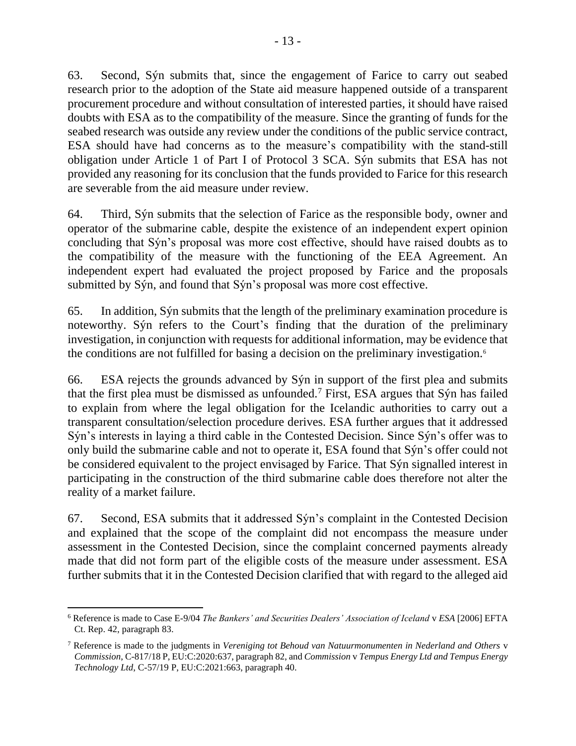63. Second, Sýn submits that, since the engagement of Farice to carry out seabed research prior to the adoption of the State aid measure happened outside of a transparent procurement procedure and without consultation of interested parties, it should have raised doubts with ESA as to the compatibility of the measure. Since the granting of funds for the seabed research was outside any review under the conditions of the public service contract, ESA should have had concerns as to the measure's compatibility with the stand-still obligation under Article 1 of Part I of Protocol 3 SCA. Sýn submits that ESA has not provided any reasoning for its conclusion that the funds provided to Farice for this research are severable from the aid measure under review.

64. Third, Sýn submits that the selection of Farice as the responsible body, owner and operator of the submarine cable, despite the existence of an independent expert opinion concluding that Sýn's proposal was more cost effective, should have raised doubts as to the compatibility of the measure with the functioning of the EEA Agreement. An independent expert had evaluated the project proposed by Farice and the proposals submitted by Sýn, and found that Sýn's proposal was more cost effective.

65. In addition, Sýn submits that the length of the preliminary examination procedure is noteworthy. Sýn refers to the Court's finding that the duration of the preliminary investigation, in conjunction with requests for additional information, may be evidence that the conditions are not fulfilled for basing a decision on the preliminary investigation.[6]

66. ESA rejects the grounds advanced by Sýn in support of the first plea and submits that the first plea must be dismissed as unfounded.[7] First, ESA argues that Sýn has failed to explain from where the legal obligation for the Icelandic authorities to carry out a transparent consultation/selection procedure derives. ESA further argues that it addressed Sýn's interests in laying a third cable in the Contested Decision. Since Sýn's offer was to only build the submarine cable and not to operate it, ESA found that Sýn's offer could not be considered equivalent to the project envisaged by Farice. That Sýn signalled interest in participating in the construction of the third submarine cable does therefore not alter the reality of a market failure.

67. Second, ESA submits that it addressed Sýn's complaint in the Contested Decision and explained that the scope of the complaint did not encompass the measure under assessment in the Contested Decision, since the complaint concerned payments already made that did not form part of the eligible costs of the measure under assessment. ESA further submits that it in the Contested Decision clarified that with regard to the alleged aid

---

[6] Reference is made to Case E-9/04 *The Bankers' and Securities Dealers' Association of Iceland* v *ESA* [2006] EFTA Ct. Rep. 42, paragraph 83.

[7] Reference is made to the judgments in *Vereniging tot Behoud van Natuurmonumenten in Nederland and Others* v *Commission*, C-817/18 P, EU:C:2020:637, paragraph 82, and *Commission* v *Tempus Energy Ltd and Tempus Energy Technology Ltd*, C-57/19 P, EU:C:2021:663, paragraph 40.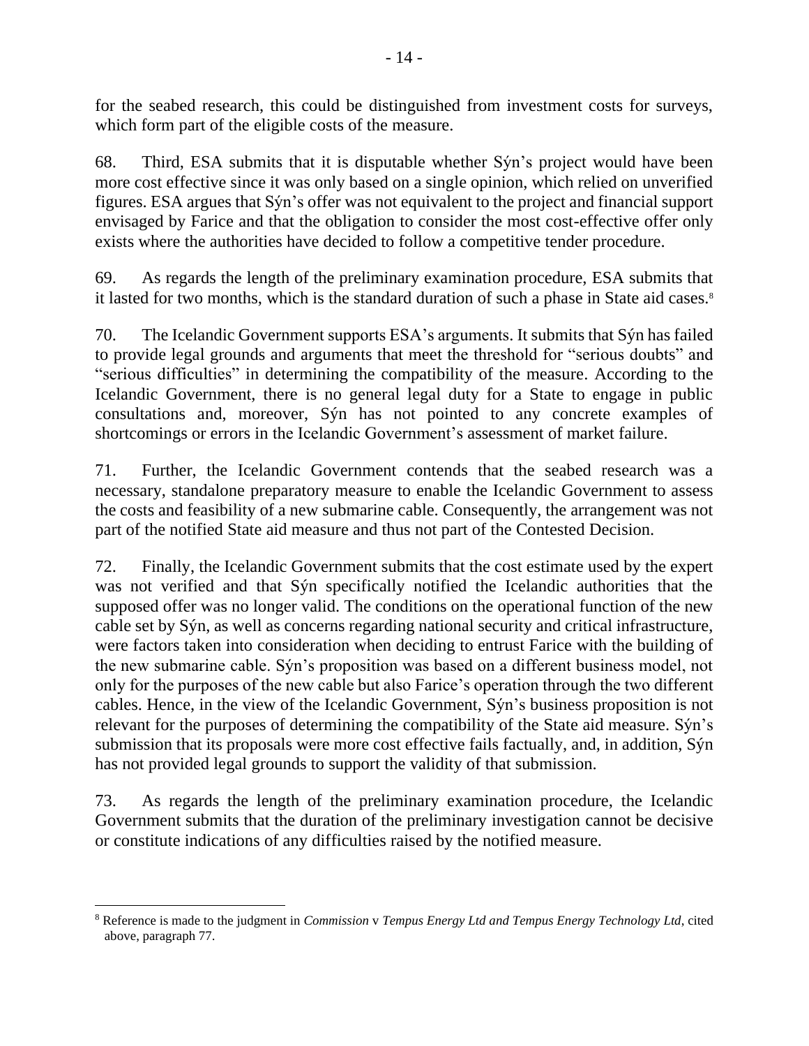for the seabed research, this could be distinguished from investment costs for surveys, which form part of the eligible costs of the measure.

68. Third, ESA submits that it is disputable whether Sýn's project would have been more cost effective since it was only based on a single opinion, which relied on unverified figures. ESA argues that Sýn's offer was not equivalent to the project and financial support envisaged by Farice and that the obligation to consider the most cost-effective offer only exists where the authorities have decided to follow a competitive tender procedure.

69. As regards the length of the preliminary examination procedure, ESA submits that it lasted for two months, which is the standard duration of such a phase in State aid cases.[8]

70. The Icelandic Government supports ESA's arguments. It submits that Sýn has failed to provide legal grounds and arguments that meet the threshold for "serious doubts" and "serious difficulties" in determining the compatibility of the measure. According to the Icelandic Government, there is no general legal duty for a State to engage in public consultations and, moreover, Sýn has not pointed to any concrete examples of shortcomings or errors in the Icelandic Government's assessment of market failure.

71. Further, the Icelandic Government contends that the seabed research was a necessary, standalone preparatory measure to enable the Icelandic Government to assess the costs and feasibility of a new submarine cable. Consequently, the arrangement was not part of the notified State aid measure and thus not part of the Contested Decision.

72. Finally, the Icelandic Government submits that the cost estimate used by the expert was not verified and that Sýn specifically notified the Icelandic authorities that the supposed offer was no longer valid. The conditions on the operational function of the new cable set by Sýn, as well as concerns regarding national security and critical infrastructure, were factors taken into consideration when deciding to entrust Farice with the building of the new submarine cable. Sýn's proposition was based on a different business model, not only for the purposes of the new cable but also Farice's operation through the two different cables. Hence, in the view of the Icelandic Government, Sýn's business proposition is not relevant for the purposes of determining the compatibility of the State aid measure. Sýn's submission that its proposals were more cost effective fails factually, and, in addition, Sýn has not provided legal grounds to support the validity of that submission.

73. As regards the length of the preliminary examination procedure, the Icelandic Government submits that the duration of the preliminary investigation cannot be decisive or constitute indications of any difficulties raised by the notified measure.

---

[8] Reference is made to the judgment in *Commission* v *Tempus Energy Ltd and Tempus Energy Technology Ltd*, cited above, paragraph 77.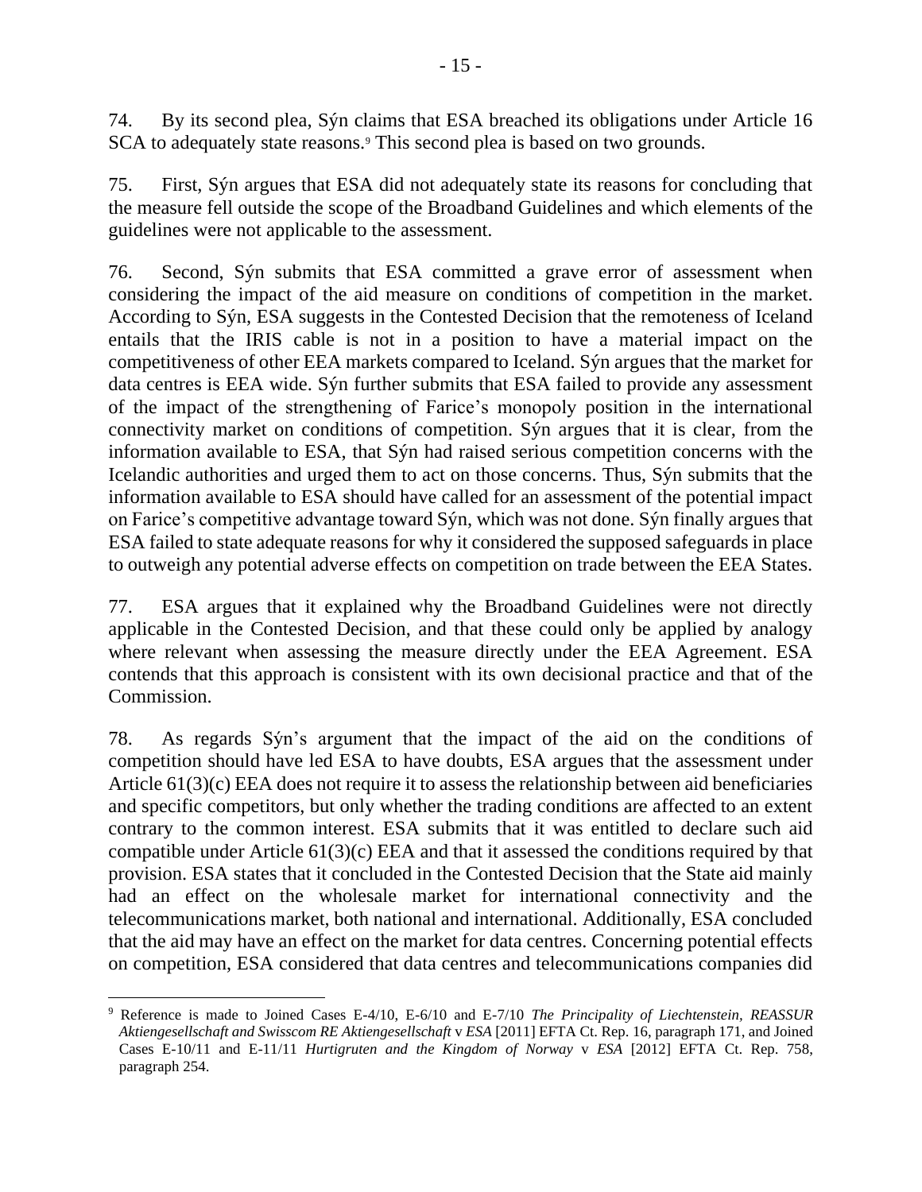74. By its second plea, Sýn claims that ESA breached its obligations under Article 16 SCA to adequately state reasons.[9] This second plea is based on two grounds.

75. First, Sýn argues that ESA did not adequately state its reasons for concluding that the measure fell outside the scope of the Broadband Guidelines and which elements of the guidelines were not applicable to the assessment.

76. Second, Sýn submits that ESA committed a grave error of assessment when considering the impact of the aid measure on conditions of competition in the market. According to Sýn, ESA suggests in the Contested Decision that the remoteness of Iceland entails that the IRIS cable is not in a position to have a material impact on the competitiveness of other EEA markets compared to Iceland. Sýn argues that the market for data centres is EEA wide. Sýn further submits that ESA failed to provide any assessment of the impact of the strengthening of Farice's monopoly position in the international connectivity market on conditions of competition. Sýn argues that it is clear, from the information available to ESA, that Sýn had raised serious competition concerns with the Icelandic authorities and urged them to act on those concerns. Thus, Sýn submits that the information available to ESA should have called for an assessment of the potential impact on Farice's competitive advantage toward Sýn, which was not done. Sýn finally argues that ESA failed to state adequate reasons for why it considered the supposed safeguards in place to outweigh any potential adverse effects on competition on trade between the EEA States.

77. ESA argues that it explained why the Broadband Guidelines were not directly applicable in the Contested Decision, and that these could only be applied by analogy where relevant when assessing the measure directly under the EEA Agreement. ESA contends that this approach is consistent with its own decisional practice and that of the Commission.

78. As regards Sýn's argument that the impact of the aid on the conditions of competition should have led ESA to have doubts, ESA argues that the assessment under Article 61(3)(c) EEA does not require it to assess the relationship between aid beneficiaries and specific competitors, but only whether the trading conditions are affected to an extent contrary to the common interest. ESA submits that it was entitled to declare such aid compatible under Article 61(3)(c) EEA and that it assessed the conditions required by that provision. ESA states that it concluded in the Contested Decision that the State aid mainly had an effect on the wholesale market for international connectivity and the telecommunications market, both national and international. Additionally, ESA concluded that the aid may have an effect on the market for data centres. Concerning potential effects on competition, ESA considered that data centres and telecommunications companies did

---

[9] Reference is made to Joined Cases E-4/10, E-6/10 and E-7/10 *The Principality of Liechtenstein, REASSUR Aktiengesellschaft and Swisscom RE Aktiengesellschaft* v *ESA* [2011] EFTA Ct. Rep. 16, paragraph 171, and Joined Cases E-10/11 and E-11/11 *Hurtigruten and the Kingdom of Norway* v *ESA* [2012] EFTA Ct. Rep. 758, paragraph 254.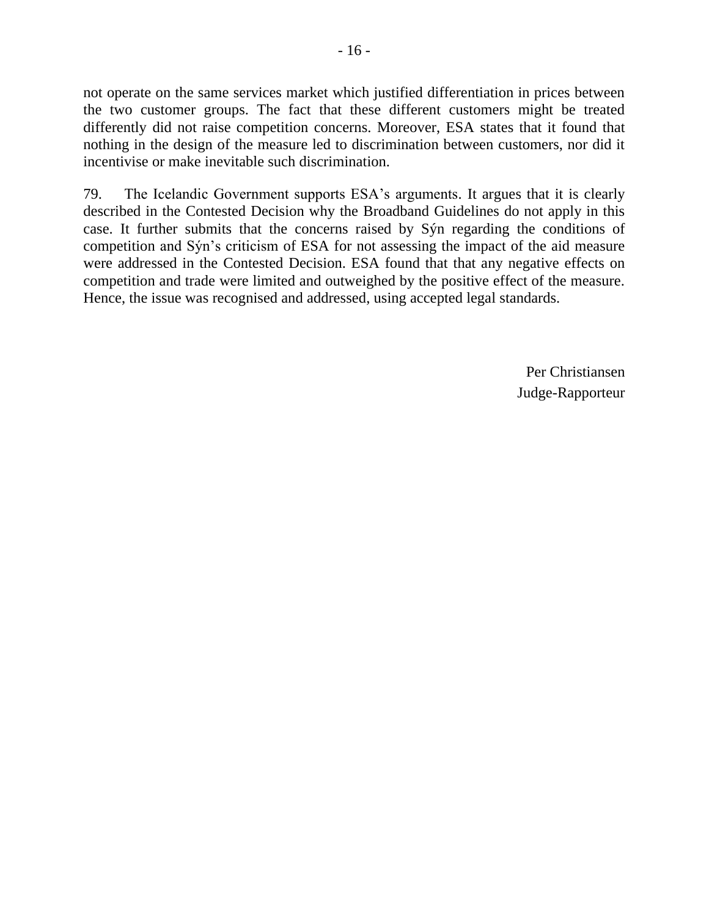not operate on the same services market which justified differentiation in prices between the two customer groups. The fact that these different customers might be treated differently did not raise competition concerns. Moreover, ESA states that it found that nothing in the design of the measure led to discrimination between customers, nor did it incentivise or make inevitable such discrimination.

79. The Icelandic Government supports ESA's arguments. It argues that it is clearly described in the Contested Decision why the Broadband Guidelines do not apply in this case. It further submits that the concerns raised by Sýn regarding the conditions of competition and Sýn's criticism of ESA for not assessing the impact of the aid measure were addressed in the Contested Decision. ESA found that that any negative effects on competition and trade were limited and outweighed by the positive effect of the measure. Hence, the issue was recognised and addressed, using accepted legal standards.

Per Christiansen
Judge-Rapporteur